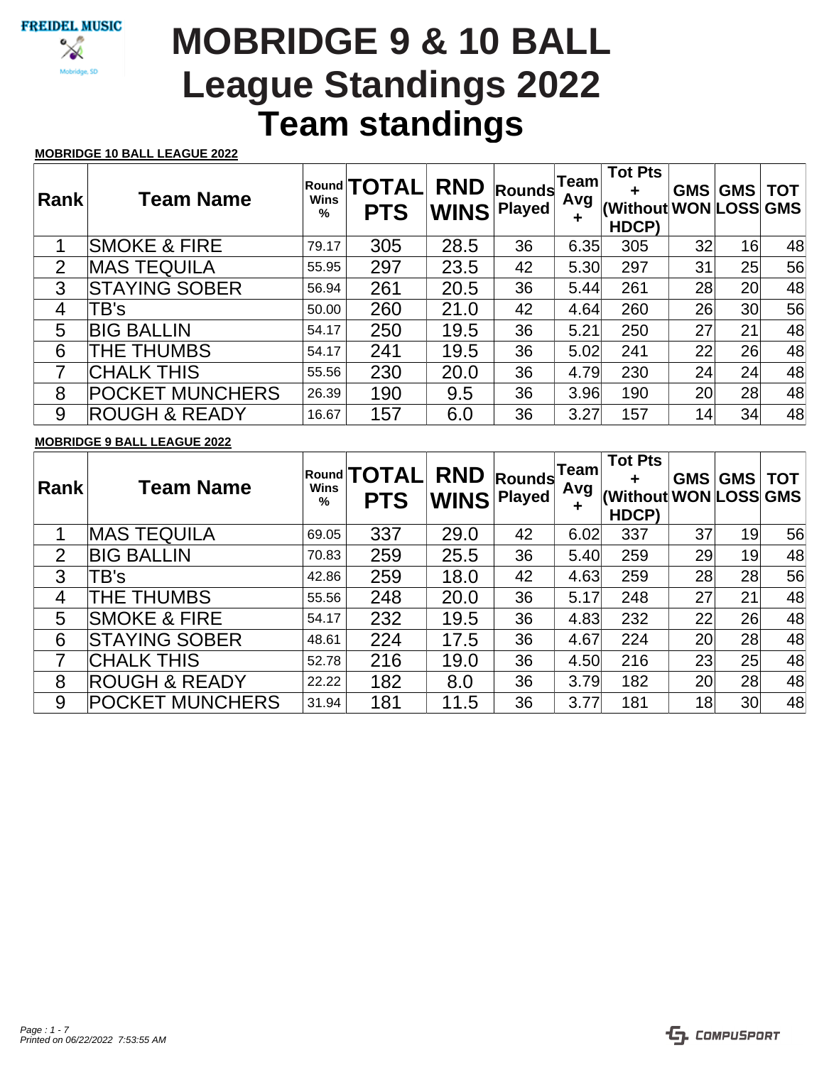FREIDEL MUSIC

Mobridge, SD

# MOBRIDGE 9 & 10 BALL League Standings 2022 Team standings

**MOBRIDGE 10 BALL LEAGUE 2022**

| Rank | Team Name | Round Wins % | TOTAL PTS | RND WINS | Rounds Played | Team Avg + | Tot Pts + (Without HDCP) | GMS WON | GMS LOSS | TOT GMS |
|---|---|---|---|---|---|---|---|---|---|---|
| 1 | SMOKE & FIRE | 79.17 | 305 | 28.5 | 36 | 6.35 | 305 | 32 | 16 | 48 |
| 2 | MAS TEQUILA | 55.95 | 297 | 23.5 | 42 | 5.30 | 297 | 31 | 25 | 56 |
| 3 | STAYING SOBER | 56.94 | 261 | 20.5 | 36 | 5.44 | 261 | 28 | 20 | 48 |
| 4 | TB's | 50.00 | 260 | 21.0 | 42 | 4.64 | 260 | 26 | 30 | 56 |
| 5 | BIG BALLIN | 54.17 | 250 | 19.5 | 36 | 5.21 | 250 | 27 | 21 | 48 |
| 6 | THE THUMBS | 54.17 | 241 | 19.5 | 36 | 5.02 | 241 | 22 | 26 | 48 |
| 7 | CHALK THIS | 55.56 | 230 | 20.0 | 36 | 4.79 | 230 | 24 | 24 | 48 |
| 8 | POCKET MUNCHERS | 26.39 | 190 | 9.5 | 36 | 3.96 | 190 | 20 | 28 | 48 |
| 9 | ROUGH & READY | 16.67 | 157 | 6.0 | 36 | 3.27 | 157 | 14 | 34 | 48 |

**MOBRIDGE 9 BALL LEAGUE 2022**

| Rank | Team Name | Round Wins % | TOTAL PTS | RND WINS | Rounds Played | Team Avg + | Tot Pts + (Without HDCP) | GMS WON | GMS LOSS | TOT GMS |
|---|---|---|---|---|---|---|---|---|---|---|
| 1 | MAS TEQUILA | 69.05 | 337 | 29.0 | 42 | 6.02 | 337 | 37 | 19 | 56 |
| 2 | BIG BALLIN | 70.83 | 259 | 25.5 | 36 | 5.40 | 259 | 29 | 19 | 48 |
| 3 | TB's | 42.86 | 259 | 18.0 | 42 | 4.63 | 259 | 28 | 28 | 56 |
| 4 | THE THUMBS | 55.56 | 248 | 20.0 | 36 | 5.17 | 248 | 27 | 21 | 48 |
| 5 | SMOKE & FIRE | 54.17 | 232 | 19.5 | 36 | 4.83 | 232 | 22 | 26 | 48 |
| 6 | STAYING SOBER | 48.61 | 224 | 17.5 | 36 | 4.67 | 224 | 20 | 28 | 48 |
| 7 | CHALK THIS | 52.78 | 216 | 19.0 | 36 | 4.50 | 216 | 23 | 25 | 48 |
| 8 | ROUGH & READY | 22.22 | 182 | 8.0 | 36 | 3.79 | 182 | 20 | 28 | 48 |
| 9 | POCKET MUNCHERS | 31.94 | 181 | 11.5 | 36 | 3.77 | 181 | 18 | 30 | 48 |

*Printed on 06/22/2022 7:53:55 AM*

COMPUSPORT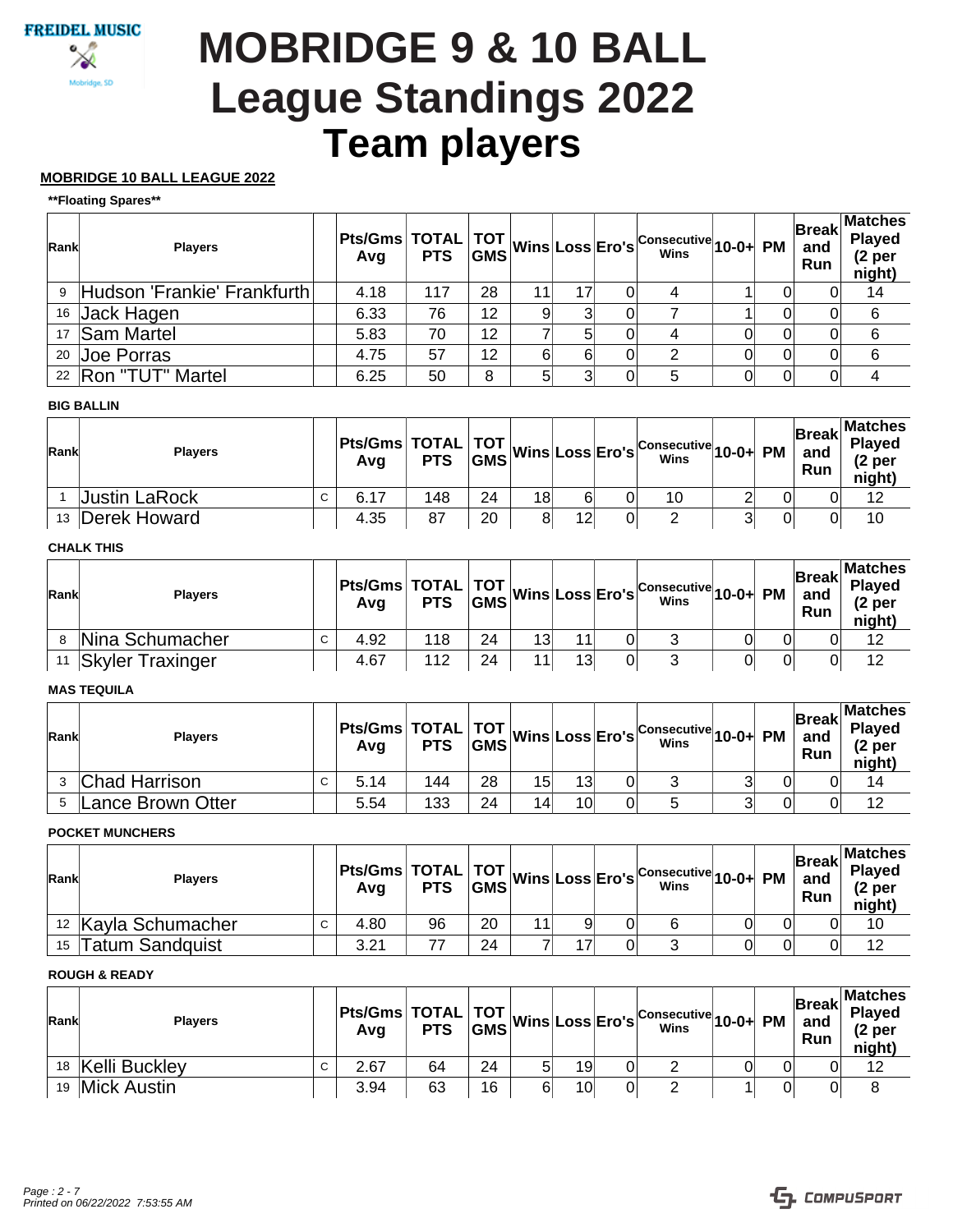# MOBRIDGE 9 & 10 BALL League Standings 2022 Team players

**MOBRIDGE 10 BALL LEAGUE 2022**

**\*\*Floating Spares\*\***

| Rank | Players | | Pts/Gms Avg | TOTAL PTS | TOT GMS | Wins | Loss | Ero's | Consecutive Wins | 10-0+ | PM | Break and Run | Matches Played (2 per night) |
|---|---|---|---|---|---|---|---|---|---|---|---|---|---|
| 9 | Hudson 'Frankie' Frankfurth | | 4.18 | 117 | 28 | 11 | 17 | 0 | 4 | 1 | 0 | 0 | 14 |
| 16 | Jack Hagen | | 6.33 | 76 | 12 | 9 | 3 | 0 | 7 | 1 | 0 | 0 | 6 |
| 17 | Sam Martel | | 5.83 | 70 | 12 | 7 | 5 | 0 | 4 | 0 | 0 | 0 | 6 |
| 20 | Joe Porras | | 4.75 | 57 | 12 | 6 | 6 | 0 | 2 | 0 | 0 | 0 | 6 |
| 22 | Ron "TUT" Martel | | 6.25 | 50 | 8 | 5 | 3 | 0 | 5 | 0 | 0 | 0 | 4 |

**BIG BALLIN**

| Rank | Players | | Pts/Gms Avg | TOTAL PTS | TOT GMS | Wins | Loss | Ero's | Consecutive Wins | 10-0+ | PM | Break and Run | Matches Played (2 per night) |
|---|---|---|---|---|---|---|---|---|---|---|---|---|---|
| 1 | Justin LaRock | C | 6.17 | 148 | 24 | 18 | 6 | 0 | 10 | 2 | 0 | 0 | 12 |
| 13 | Derek Howard | | 4.35 | 87 | 20 | 8 | 12 | 0 | 2 | 3 | 0 | 0 | 10 |

**CHALK THIS**

| Rank | Players | | Pts/Gms Avg | TOTAL PTS | TOT GMS | Wins | Loss | Ero's | Consecutive Wins | 10-0+ | PM | Break and Run | Matches Played (2 per night) |
|---|---|---|---|---|---|---|---|---|---|---|---|---|---|
| 8 | Nina Schumacher | C | 4.92 | 118 | 24 | 13 | 11 | 0 | 3 | 0 | 0 | 0 | 12 |
| 11 | Skyler Traxinger | | 4.67 | 112 | 24 | 11 | 13 | 0 | 3 | 0 | 0 | 0 | 12 |

**MAS TEQUILA**

| Rank | Players | | Pts/Gms Avg | TOTAL PTS | TOT GMS | Wins | Loss | Ero's | Consecutive Wins | 10-0+ | PM | Break and Run | Matches Played (2 per night) |
|---|---|---|---|---|---|---|---|---|---|---|---|---|---|
| 3 | Chad Harrison | C | 5.14 | 144 | 28 | 15 | 13 | 0 | 3 | 3 | 0 | 0 | 14 |
| 5 | Lance Brown Otter | | 5.54 | 133 | 24 | 14 | 10 | 0 | 5 | 3 | 0 | 0 | 12 |

**POCKET MUNCHERS**

| Rank | Players | | Pts/Gms Avg | TOTAL PTS | TOT GMS | Wins | Loss | Ero's | Consecutive Wins | 10-0+ | PM | Break and Run | Matches Played (2 per night) |
|---|---|---|---|---|---|---|---|---|---|---|---|---|---|
| 12 | Kayla Schumacher | C | 4.80 | 96 | 20 | 11 | 9 | 0 | 6 | 0 | 0 | 0 | 10 |
| 15 | Tatum Sandquist | | 3.21 | 77 | 24 | 7 | 17 | 0 | 3 | 0 | 0 | 0 | 12 |

**ROUGH & READY**

| Rank | Players | | Pts/Gms Avg | TOTAL PTS | TOT GMS | Wins | Loss | Ero's | Consecutive Wins | 10-0+ | PM | Break and Run | Matches Played (2 per night) |
|---|---|---|---|---|---|---|---|---|---|---|---|---|---|
| 18 | Kelli Buckley | C | 2.67 | 64 | 24 | 5 | 19 | 0 | 2 | 0 | 0 | 0 | 12 |
| 19 | Mick Austin | | 3.94 | 63 | 16 | 6 | 10 | 0 | 2 | 1 | 0 | 0 | 8 |

*Printed on 06/22/2022 7:53:55 AM*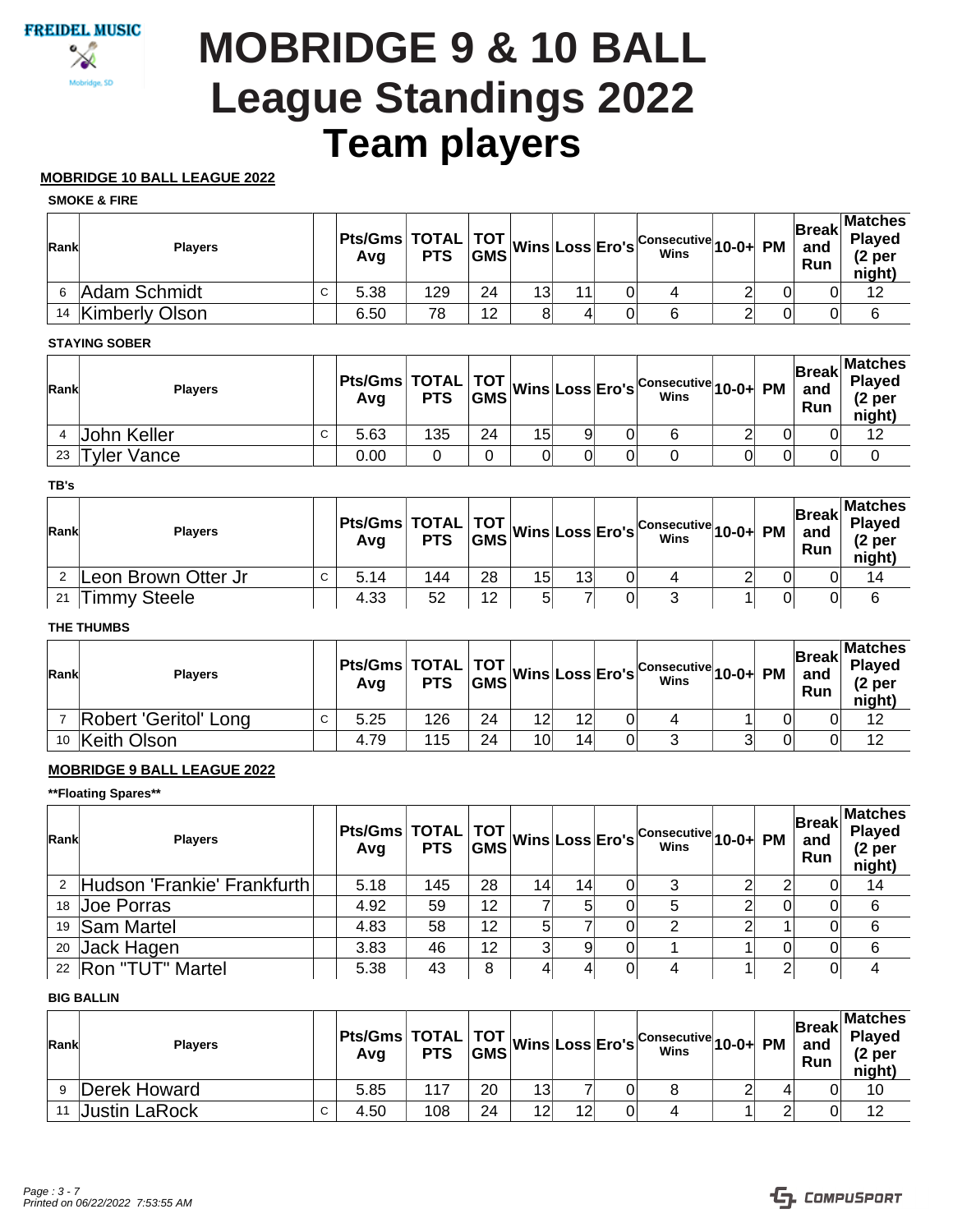FREIDEL MUSIC

Mobridge, SD

# MOBRIDGE 9 & 10 BALL League Standings 2022 Team players

## MOBRIDGE 10 BALL LEAGUE 2022

### SMOKE & FIRE

| Rank | Players | | Pts/Gms Avg | TOTAL PTS | TOT GMS | Wins | Loss | Ero's | Consecutive Wins | 10-0+ | PM | Break and Run | Matches Played (2 per night) |
|---|---|---|---|---|---|---|---|---|---|---|---|---|---|
| 6 | Adam Schmidt | C | 5.38 | 129 | 24 | 13 | 11 | 0 | 4 | 2 | 0 | 0 | 12 |
| 14 | Kimberly Olson | | 6.50 | 78 | 12 | 8 | 4 | 0 | 6 | 2 | 0 | 0 | 6 |

### STAYING SOBER

| Rank | Players | | Pts/Gms Avg | TOTAL PTS | TOT GMS | Wins | Loss | Ero's | Consecutive Wins | 10-0+ | PM | Break and Run | Matches Played (2 per night) |
|---|---|---|---|---|---|---|---|---|---|---|---|---|---|
| 4 | John Keller | C | 5.63 | 135 | 24 | 15 | 9 | 0 | 6 | 2 | 0 | 0 | 12 |
| 23 | Tyler Vance | | 0.00 | 0 | 0 | 0 | 0 | 0 | 0 | 0 | 0 | 0 | 0 |

### TB's

| Rank | Players | | Pts/Gms Avg | TOTAL PTS | TOT GMS | Wins | Loss | Ero's | Consecutive Wins | 10-0+ | PM | Break and Run | Matches Played (2 per night) |
|---|---|---|---|---|---|---|---|---|---|---|---|---|---|
| 2 | Leon Brown Otter Jr | C | 5.14 | 144 | 28 | 15 | 13 | 0 | 4 | 2 | 0 | 0 | 14 |
| 21 | Timmy Steele | | 4.33 | 52 | 12 | 5 | 7 | 0 | 3 | 1 | 0 | 0 | 6 |

### THE THUMBS

| Rank | Players | | Pts/Gms Avg | TOTAL PTS | TOT GMS | Wins | Loss | Ero's | Consecutive Wins | 10-0+ | PM | Break and Run | Matches Played (2 per night) |
|---|---|---|---|---|---|---|---|---|---|---|---|---|---|
| 7 | Robert 'Geritol' Long | C | 5.25 | 126 | 24 | 12 | 12 | 0 | 4 | 1 | 0 | 0 | 12 |
| 10 | Keith Olson | | 4.79 | 115 | 24 | 10 | 14 | 0 | 3 | 3 | 0 | 0 | 12 |

## MOBRIDGE 9 BALL LEAGUE 2022

### **Floating Spares**

| Rank | Players | | Pts/Gms Avg | TOTAL PTS | TOT GMS | Wins | Loss | Ero's | Consecutive Wins | 10-0+ | PM | Break and Run | Matches Played (2 per night) |
|---|---|---|---|---|---|---|---|---|---|---|---|---|---|
| 2 | Hudson 'Frankie' Frankfurth | | 5.18 | 145 | 28 | 14 | 14 | 0 | 3 | 2 | 2 | 0 | 14 |
| 18 | Joe Porras | | 4.92 | 59 | 12 | 7 | 5 | 0 | 5 | 2 | 0 | 0 | 6 |
| 19 | Sam Martel | | 4.83 | 58 | 12 | 5 | 7 | 0 | 2 | 2 | 1 | 0 | 6 |
| 20 | Jack Hagen | | 3.83 | 46 | 12 | 3 | 9 | 0 | 1 | 1 | 0 | 0 | 6 |
| 22 | Ron "TUT" Martel | | 5.38 | 43 | 8 | 4 | 4 | 0 | 4 | 1 | 2 | 0 | 4 |

### BIG BALLIN

| Rank | Players | | Pts/Gms Avg | TOTAL PTS | TOT GMS | Wins | Loss | Ero's | Consecutive Wins | 10-0+ | PM | Break and Run | Matches Played (2 per night) |
|---|---|---|---|---|---|---|---|---|---|---|---|---|---|
| 9 | Derek Howard | | 5.85 | 117 | 20 | 13 | 7 | 0 | 8 | 2 | 4 | 0 | 10 |
| 11 | Justin LaRock | C | 4.50 | 108 | 24 | 12 | 12 | 0 | 4 | 1 | 2 | 0 | 12 |

*Printed on 06/22/2022 7:53:55 AM*

COMPUSPORT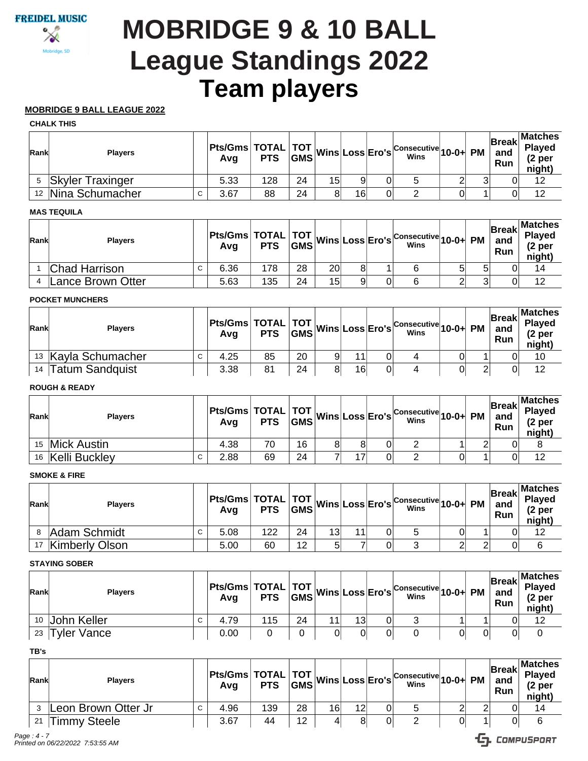FREIDEL MUSIC

Mobridge, SD

# MOBRIDGE 9 & 10 BALL League Standings 2022 Team players

**MOBRIDGE 9 BALL LEAGUE 2022**

**CHALK THIS**

| Rank | Players | | Pts/Gms Avg | TOTAL PTS | TOT GMS | Wins | Loss | Ero's | Consecutive Wins | 10-0+ | PM | Break and Run | Matches Played (2 per night) |
|---|---|---|---|---|---|---|---|---|---|---|---|---|---|
| 5 | Skyler Traxinger | | 5.33 | 128 | 24 | 15 | 9 | 0 | 5 | 2 | 3 | 0 | 12 |
| 12 | Nina Schumacher | C | 3.67 | 88 | 24 | 8 | 16 | 0 | 2 | 0 | 1 | 0 | 12 |

**MAS TEQUILA**

| Rank | Players | | Pts/Gms Avg | TOTAL PTS | TOT GMS | Wins | Loss | Ero's | Consecutive Wins | 10-0+ | PM | Break and Run | Matches Played (2 per night) |
|---|---|---|---|---|---|---|---|---|---|---|---|---|---|
| 1 | Chad Harrison | C | 6.36 | 178 | 28 | 20 | 8 | 1 | 6 | 5 | 5 | 0 | 14 |
| 4 | Lance Brown Otter | | 5.63 | 135 | 24 | 15 | 9 | 0 | 6 | 2 | 3 | 0 | 12 |

**POCKET MUNCHERS**

| Rank | Players | | Pts/Gms Avg | TOTAL PTS | TOT GMS | Wins | Loss | Ero's | Consecutive Wins | 10-0+ | PM | Break and Run | Matches Played (2 per night) |
|---|---|---|---|---|---|---|---|---|---|---|---|---|---|
| 13 | Kayla Schumacher | C | 4.25 | 85 | 20 | 9 | 11 | 0 | 4 | 0 | 1 | 0 | 10 |
| 14 | Tatum Sandquist | | 3.38 | 81 | 24 | 8 | 16 | 0 | 4 | 0 | 2 | 0 | 12 |

**ROUGH & READY**

| Rank | Players | | Pts/Gms Avg | TOTAL PTS | TOT GMS | Wins | Loss | Ero's | Consecutive Wins | 10-0+ | PM | Break and Run | Matches Played (2 per night) |
|---|---|---|---|---|---|---|---|---|---|---|---|---|---|
| 15 | Mick Austin | | 4.38 | 70 | 16 | 8 | 8 | 0 | 2 | 1 | 2 | 0 | 8 |
| 16 | Kelli Buckley | C | 2.88 | 69 | 24 | 7 | 17 | 0 | 2 | 0 | 1 | 0 | 12 |

**SMOKE & FIRE**

| Rank | Players | | Pts/Gms Avg | TOTAL PTS | TOT GMS | Wins | Loss | Ero's | Consecutive Wins | 10-0+ | PM | Break and Run | Matches Played (2 per night) |
|---|---|---|---|---|---|---|---|---|---|---|---|---|---|
| 8 | Adam Schmidt | C | 5.08 | 122 | 24 | 13 | 11 | 0 | 5 | 0 | 1 | 0 | 12 |
| 17 | Kimberly Olson | | 5.00 | 60 | 12 | 5 | 7 | 0 | 3 | 2 | 2 | 0 | 6 |

**STAYING SOBER**

| Rank | Players | | Pts/Gms Avg | TOTAL PTS | TOT GMS | Wins | Loss | Ero's | Consecutive Wins | 10-0+ | PM | Break and Run | Matches Played (2 per night) |
|---|---|---|---|---|---|---|---|---|---|---|---|---|---|
| 10 | John Keller | C | 4.79 | 115 | 24 | 11 | 13 | 0 | 3 | 1 | 1 | 0 | 12 |
| 23 | Tyler Vance | | 0.00 | 0 | 0 | 0 | 0 | 0 | 0 | 0 | 0 | 0 | 0 |

**TB's**

| Rank | Players | | Pts/Gms Avg | TOTAL PTS | TOT GMS | Wins | Loss | Ero's | Consecutive Wins | 10-0+ | PM | Break and Run | Matches Played (2 per night) |
|---|---|---|---|---|---|---|---|---|---|---|---|---|---|
| 3 | Leon Brown Otter Jr | C | 4.96 | 139 | 28 | 16 | 12 | 0 | 5 | 2 | 2 | 0 | 14 |
| 21 | Timmy Steele | | 3.67 | 44 | 12 | 4 | 8 | 0 | 2 | 0 | 1 | 0 | 6 |

*Printed on 06/22/2022 7:53:55 AM*

COMPUSPORT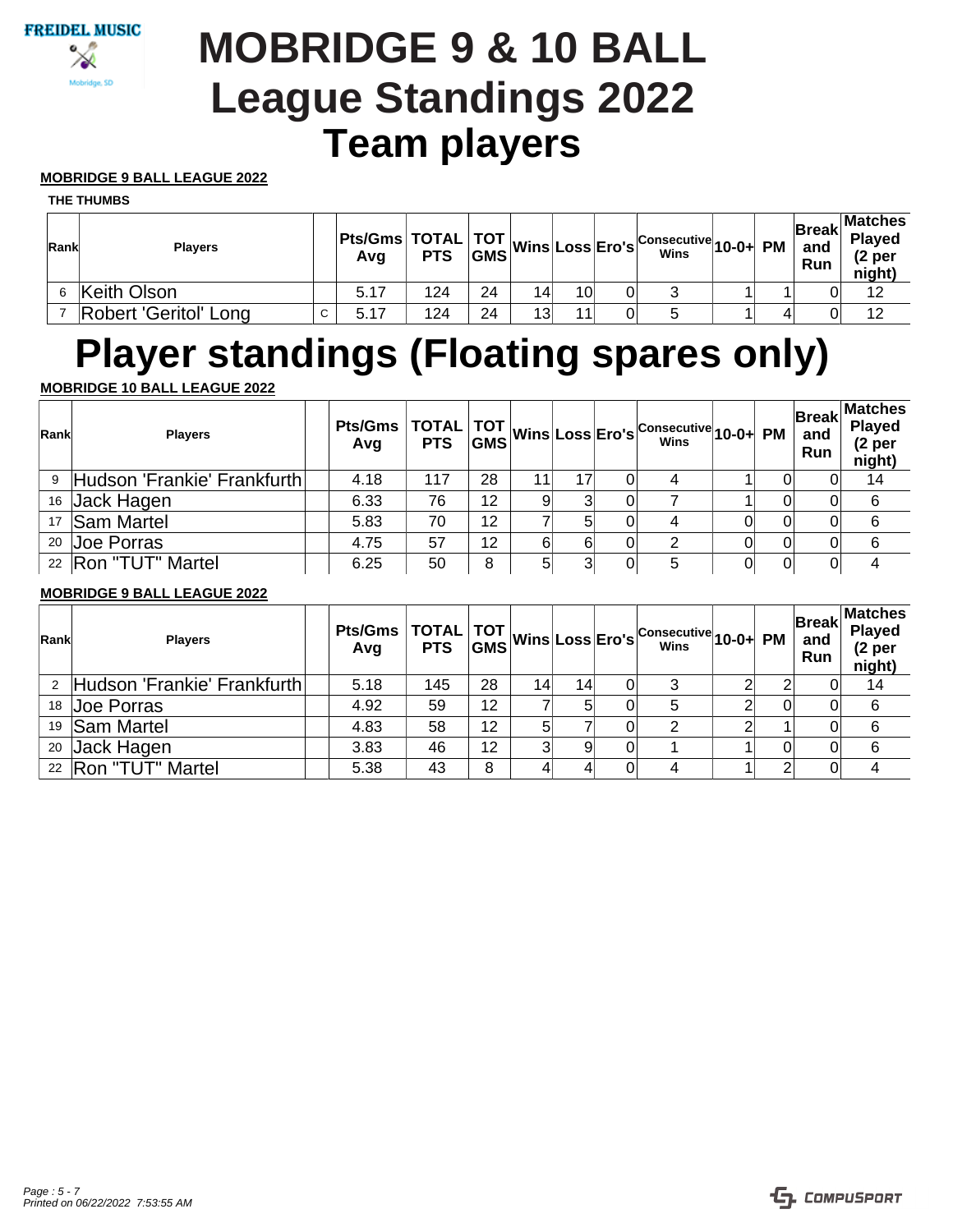# MOBRIDGE 9 & 10 BALL League Standings 2022 Team players

**MOBRIDGE 9 BALL LEAGUE 2022**

**THE THUMBS**

| Rank | Players | | Pts/Gms Avg | TOTAL PTS | TOT GMS | Wins | Loss | Ero's | Consecutive Wins | 10-0+ | PM | Break and Run | Matches Played (2 per night) |
|---|---|---|---|---|---|---|---|---|---|---|---|---|---|
| 6 | Keith Olson | | 5.17 | 124 | 24 | 14 | 10 | 0 | 3 | 1 | 1 | 0 | 12 |
| 7 | Robert 'Geritol' Long | C | 5.17 | 124 | 24 | 13 | 11 | 0 | 5 | 1 | 4 | 0 | 12 |

# Player standings (Floating spares only)

**MOBRIDGE 10 BALL LEAGUE 2022**

| Rank | Players | | Pts/Gms Avg | TOTAL PTS | TOT GMS | Wins | Loss | Ero's | Consecutive Wins | 10-0+ | PM | Break and Run | Matches Played (2 per night) |
|---|---|---|---|---|---|---|---|---|---|---|---|---|---|
| 9 | Hudson 'Frankie' Frankfurth | | 4.18 | 117 | 28 | 11 | 17 | 0 | 4 | 1 | 0 | 0 | 14 |
| 16 | Jack Hagen | | 6.33 | 76 | 12 | 9 | 3 | 0 | 7 | 1 | 0 | 0 | 6 |
| 17 | Sam Martel | | 5.83 | 70 | 12 | 7 | 5 | 0 | 4 | 0 | 0 | 0 | 6 |
| 20 | Joe Porras | | 4.75 | 57 | 12 | 6 | 6 | 0 | 2 | 0 | 0 | 0 | 6 |
| 22 | Ron "TUT" Martel | | 6.25 | 50 | 8 | 5 | 3 | 0 | 5 | 0 | 0 | 0 | 4 |

**MOBRIDGE 9 BALL LEAGUE 2022**

| Rank | Players | | Pts/Gms Avg | TOTAL PTS | TOT GMS | Wins | Loss | Ero's | Consecutive Wins | 10-0+ | PM | Break and Run | Matches Played (2 per night) |
|---|---|---|---|---|---|---|---|---|---|---|---|---|---|
| 2 | Hudson 'Frankie' Frankfurth | | 5.18 | 145 | 28 | 14 | 14 | 0 | 3 | 2 | 2 | 0 | 14 |
| 18 | Joe Porras | | 4.92 | 59 | 12 | 7 | 5 | 0 | 5 | 2 | 0 | 0 | 6 |
| 19 | Sam Martel | | 4.83 | 58 | 12 | 5 | 7 | 0 | 2 | 2 | 1 | 0 | 6 |
| 20 | Jack Hagen | | 3.83 | 46 | 12 | 3 | 9 | 0 | 1 | 1 | 0 | 0 | 6 |
| 22 | Ron "TUT" Martel | | 5.38 | 43 | 8 | 4 | 4 | 0 | 4 | 1 | 2 | 0 | 4 |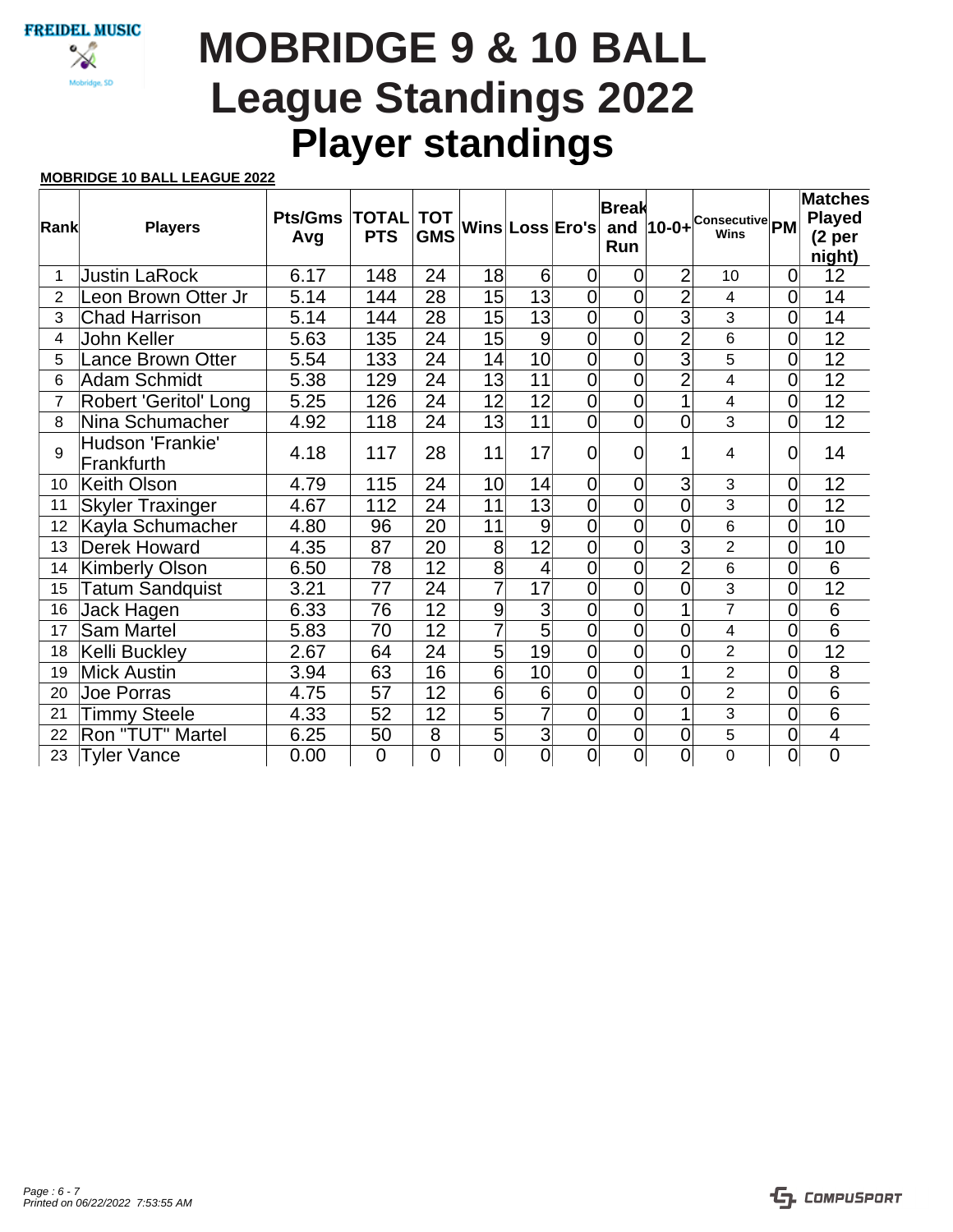FREIDEL MUSIC

Mobridge, SD

# MOBRIDGE 9 & 10 BALL
# League Standings 2022
# Player standings

**MOBRIDGE 10 BALL LEAGUE 2022**

| Rank | Players | Pts/Gms Avg | TOTAL PTS | TOT GMS | Wins | Loss | Ero's | Break and Run | 10-0+ | Consecutive Wins | PM | Matches Played (2 per night) |
|---|---|---|---|---|---|---|---|---|---|---|---|---|
| 1 | Justin LaRock | 6.17 | 148 | 24 | 18 | 6 | 0 | 0 | 2 | 10 | 0 | 12 |
| 2 | Leon Brown Otter Jr | 5.14 | 144 | 28 | 15 | 13 | 0 | 0 | 2 | 4 | 0 | 14 |
| 3 | Chad Harrison | 5.14 | 144 | 28 | 15 | 13 | 0 | 0 | 3 | 3 | 0 | 14 |
| 4 | John Keller | 5.63 | 135 | 24 | 15 | 9 | 0 | 0 | 2 | 6 | 0 | 12 |
| 5 | Lance Brown Otter | 5.54 | 133 | 24 | 14 | 10 | 0 | 0 | 3 | 5 | 0 | 12 |
| 6 | Adam Schmidt | 5.38 | 129 | 24 | 13 | 11 | 0 | 0 | 2 | 4 | 0 | 12 |
| 7 | Robert 'Geritol' Long | 5.25 | 126 | 24 | 12 | 12 | 0 | 0 | 1 | 4 | 0 | 12 |
| 8 | Nina Schumacher | 4.92 | 118 | 24 | 13 | 11 | 0 | 0 | 0 | 3 | 0 | 12 |
| 9 | Hudson 'Frankie' Frankfurth | 4.18 | 117 | 28 | 11 | 17 | 0 | 0 | 1 | 4 | 0 | 14 |
| 10 | Keith Olson | 4.79 | 115 | 24 | 10 | 14 | 0 | 0 | 3 | 3 | 0 | 12 |
| 11 | Skyler Traxinger | 4.67 | 112 | 24 | 11 | 13 | 0 | 0 | 0 | 3 | 0 | 12 |
| 12 | Kayla Schumacher | 4.80 | 96 | 20 | 11 | 9 | 0 | 0 | 0 | 6 | 0 | 10 |
| 13 | Derek Howard | 4.35 | 87 | 20 | 8 | 12 | 0 | 0 | 3 | 2 | 0 | 10 |
| 14 | Kimberly Olson | 6.50 | 78 | 12 | 8 | 4 | 0 | 0 | 2 | 6 | 0 | 6 |
| 15 | Tatum Sandquist | 3.21 | 77 | 24 | 7 | 17 | 0 | 0 | 0 | 3 | 0 | 12 |
| 16 | Jack Hagen | 6.33 | 76 | 12 | 9 | 3 | 0 | 0 | 1 | 7 | 0 | 6 |
| 17 | Sam Martel | 5.83 | 70 | 12 | 7 | 5 | 0 | 0 | 0 | 4 | 0 | 6 |
| 18 | Kelli Buckley | 2.67 | 64 | 24 | 5 | 19 | 0 | 0 | 0 | 2 | 0 | 12 |
| 19 | Mick Austin | 3.94 | 63 | 16 | 6 | 10 | 0 | 0 | 1 | 2 | 0 | 8 |
| 20 | Joe Porras | 4.75 | 57 | 12 | 6 | 6 | 0 | 0 | 0 | 2 | 0 | 6 |
| 21 | Timmy Steele | 4.33 | 52 | 12 | 5 | 7 | 0 | 0 | 1 | 3 | 0 | 6 |
| 22 | Ron "TUT" Martel | 6.25 | 50 | 8 | 5 | 3 | 0 | 0 | 0 | 5 | 0 | 4 |
| 23 | Tyler Vance | 0.00 | 0 | 0 | 0 | 0 | 0 | 0 | 0 | 0 | 0 | 0 |

*Printed on 06/22/2022 7:53:55 AM*

COMPUSPORT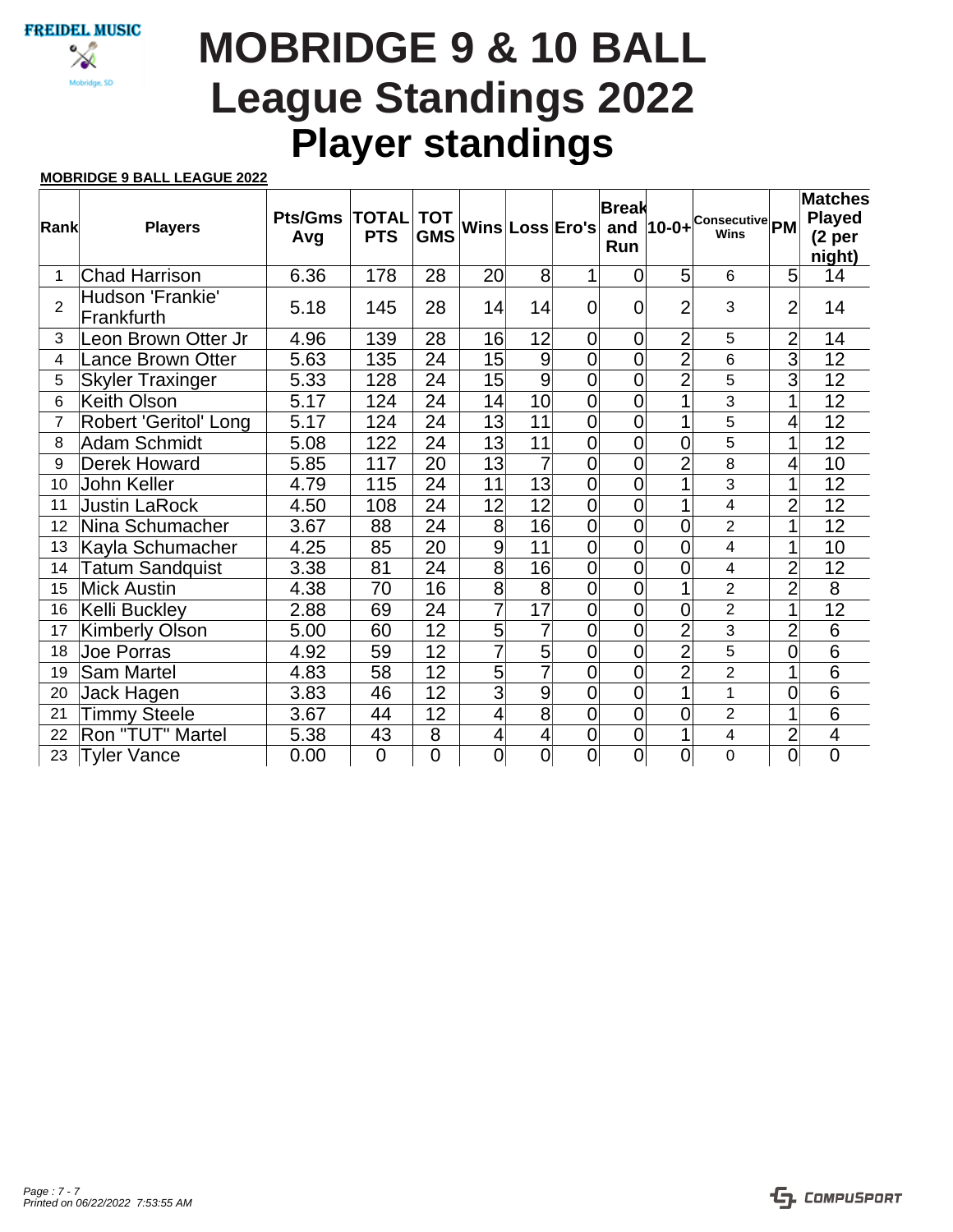# MOBRIDGE 9 & 10 BALL League Standings 2022 Player standings

**MOBRIDGE 9 BALL LEAGUE 2022**

| Rank | Players | Pts/Gms Avg | TOTAL PTS | TOT GMS | Wins | Loss | Ero's | Break and Run | 10-0+ | Consecutive Wins | PM | Matches Played (2 per night) |
|---|---|---|---|---|---|---|---|---|---|---|---|---|
| 1 | Chad Harrison | 6.36 | 178 | 28 | 20 | 8 | 1 | 0 | 5 | 6 | 5 | 14 |
| 2 | Hudson 'Frankie' Frankfurth | 5.18 | 145 | 28 | 14 | 14 | 0 | 0 | 2 | 3 | 2 | 14 |
| 3 | Leon Brown Otter Jr | 4.96 | 139 | 28 | 16 | 12 | 0 | 0 | 2 | 5 | 2 | 14 |
| 4 | Lance Brown Otter | 5.63 | 135 | 24 | 15 | 9 | 0 | 0 | 2 | 6 | 3 | 12 |
| 5 | Skyler Traxinger | 5.33 | 128 | 24 | 15 | 9 | 0 | 0 | 2 | 5 | 3 | 12 |
| 6 | Keith Olson | 5.17 | 124 | 24 | 14 | 10 | 0 | 0 | 1 | 3 | 1 | 12 |
| 7 | Robert 'Geritol' Long | 5.17 | 124 | 24 | 13 | 11 | 0 | 0 | 1 | 5 | 4 | 12 |
| 8 | Adam Schmidt | 5.08 | 122 | 24 | 13 | 11 | 0 | 0 | 0 | 5 | 1 | 12 |
| 9 | Derek Howard | 5.85 | 117 | 20 | 13 | 7 | 0 | 0 | 2 | 8 | 4 | 10 |
| 10 | John Keller | 4.79 | 115 | 24 | 11 | 13 | 0 | 0 | 1 | 3 | 1 | 12 |
| 11 | Justin LaRock | 4.50 | 108 | 24 | 12 | 12 | 0 | 0 | 1 | 4 | 2 | 12 |
| 12 | Nina Schumacher | 3.67 | 88 | 24 | 8 | 16 | 0 | 0 | 0 | 2 | 1 | 12 |
| 13 | Kayla Schumacher | 4.25 | 85 | 20 | 9 | 11 | 0 | 0 | 0 | 4 | 1 | 10 |
| 14 | Tatum Sandquist | 3.38 | 81 | 24 | 8 | 16 | 0 | 0 | 0 | 4 | 2 | 12 |
| 15 | Mick Austin | 4.38 | 70 | 16 | 8 | 8 | 0 | 0 | 1 | 2 | 2 | 8 |
| 16 | Kelli Buckley | 2.88 | 69 | 24 | 7 | 17 | 0 | 0 | 0 | 2 | 1 | 12 |
| 17 | Kimberly Olson | 5.00 | 60 | 12 | 5 | 7 | 0 | 0 | 2 | 3 | 2 | 6 |
| 18 | Joe Porras | 4.92 | 59 | 12 | 7 | 5 | 0 | 0 | 2 | 5 | 0 | 6 |
| 19 | Sam Martel | 4.83 | 58 | 12 | 5 | 7 | 0 | 0 | 2 | 2 | 1 | 6 |
| 20 | Jack Hagen | 3.83 | 46 | 12 | 3 | 9 | 0 | 0 | 1 | 1 | 0 | 6 |
| 21 | Timmy Steele | 3.67 | 44 | 12 | 4 | 8 | 0 | 0 | 0 | 2 | 1 | 6 |
| 22 | Ron "TUT" Martel | 5.38 | 43 | 8 | 4 | 4 | 0 | 0 | 1 | 4 | 2 | 4 |
| 23 | Tyler Vance | 0.00 | 0 | 0 | 0 | 0 | 0 | 0 | 0 | 0 | 0 | 0 |